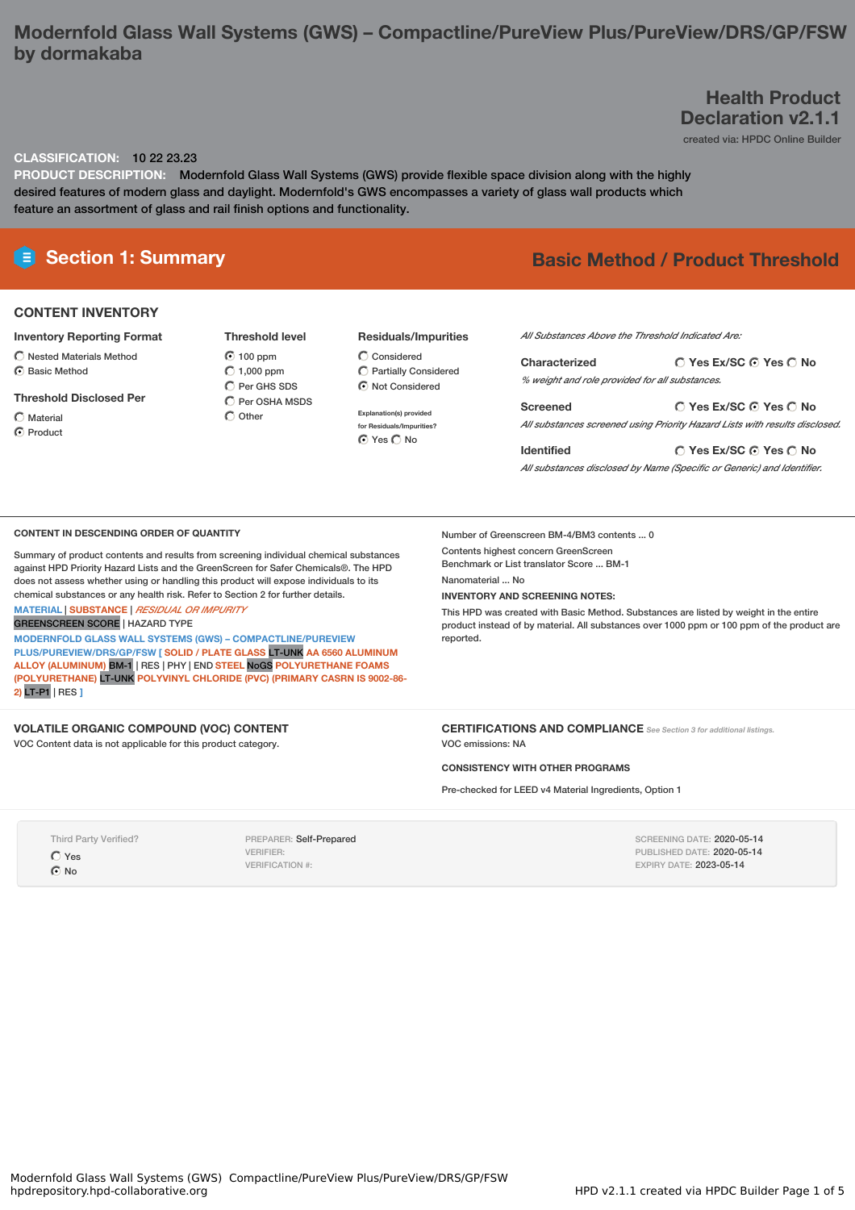# Modernfold Glass Wall Systems (GWS) – Compactline/PureView Plus/PureView/DRS/GP/FSW by dormakaba

## Health Product Declaration v2.1.1

created via: HPDC Online Builder

**CLASSIFICATION:** 10 22 23.23

**PRODUCT DESCRIPTION:** Modernfold Glass Wall Systems (GWS) provide flexible space division along with the highly desired features of modern glass and daylight. Modernfold's GWS encompasses a variety of glass wall products which feature an assortment of glass and rail finish options and functionality.

## Section 1: Summary

**Basic Method / Product Threshold**

### CONTENT INVENTORY

**Inventory Reporting Format**
- ○ Nested Materials Method
- ⦿ Basic Method

**Threshold Disclosed Per**
- ○ Material
- ⦿ Product

**Threshold level**
- ⦿ 100 ppm
- ○ 1,000 ppm
- ○ Per GHS SDS
- ○ Per OSHA MSDS
- ○ Other

**Residuals/Impurities**
- ○ Considered
- ○ Partially Considered
- ⦿ Not Considered

Explanation(s) provided for Residuals/Impurities?
⦿ Yes ○ No

*All Substances Above the Threshold Indicated Are:*

**Characterized** ○ Yes Ex/SC ⦿ Yes ○ No
*% weight and role provided for all substances.*

**Screened** ○ Yes Ex/SC ⦿ Yes ○ No
*All substances screened using Priority Hazard Lists with results disclosed.*

**Identified** ○ Yes Ex/SC ⦿ Yes ○ No
*All substances disclosed by Name (Specific or Generic) and Identifier.*

### CONTENT IN DESCENDING ORDER OF QUANTITY

Summary of product contents and results from screening individual chemical substances against HPD Priority Hazard Lists and the GreenScreen for Safer Chemicals®. The HPD does not assess whether using or handling this product will expose individuals to its chemical substances or any health risk. Refer to Section 2 for further details.

MATERIAL | SUBSTANCE | *RESIDUAL OR IMPURITY*
GREENSCREEN SCORE | HAZARD TYPE

MODERNFOLD GLASS WALL SYSTEMS (GWS) – COMPACTLINE/PUREVIEW PLUS/PUREVIEW/DRS/GP/FSW [ SOLID / PLATE GLASS LT-UNK AA 6560 ALUMINUM ALLOY (ALUMINUM) BM-1 | RES | PHY | END STEEL NoGS POLYURETHANE FOAMS (POLYURETHANE) LT-UNK POLYVINYL CHLORIDE (PVC) (PRIMARY CASRN IS 9002-86-2) LT-P1 | RES ]

Number of Greenscreen BM-4/BM3 contents ... 0

Contents highest concern GreenScreen Benchmark or List translator Score ... BM-1

Nanomaterial ... No

**INVENTORY AND SCREENING NOTES:**

This HPD was created with Basic Method. Substances are listed by weight in the entire product instead of by material. All substances over 1000 ppm or 100 ppm of the product are reported.

### VOLATILE ORGANIC COMPOUND (VOC) CONTENT

VOC Content data is not applicable for this product category.

### CERTIFICATIONS AND COMPLIANCE *See Section 3 for additional listings.*

VOC emissions: NA

**CONSISTENCY WITH OTHER PROGRAMS**

Pre-checked for LEED v4 Material Ingredients, Option 1

Third Party Verified?
- ○ Yes
- ⦿ No

PREPARER: Self-Prepared
VERIFIER:
VERIFICATION #:

SCREENING DATE: 2020-05-14
PUBLISHED DATE: 2020-05-14
EXPIRY DATE: 2023-05-14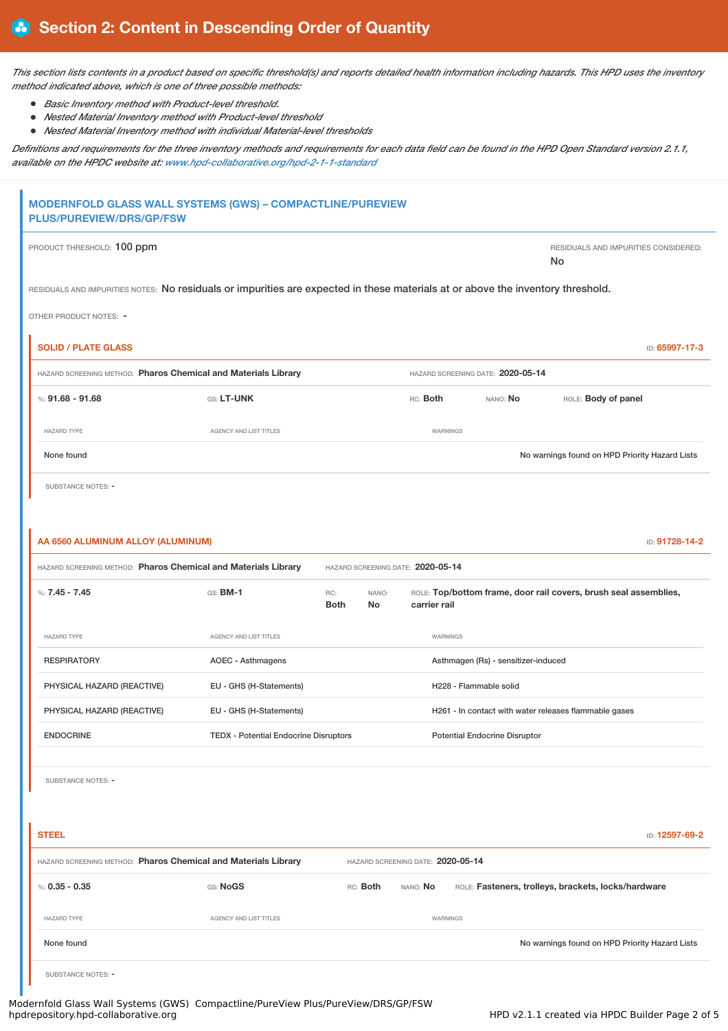# Section 2: Content in Descending Order of Quantity

*This section lists contents in a product based on specific threshold(s) and reports detailed health information including hazards. This HPD uses the inventory method indicated above, which is one of three possible methods:*

- *Basic Inventory method with Product-level threshold.*
- *Nested Material Inventory method with Product-level threshold*
- *Nested Material Inventory method with individual Material-level thresholds*

*Definitions and requirements for the three inventory methods and requirements for each data field can be found in the HPD Open Standard version 2.1.1, available on the HPDC website at: www.hpd-collaborative.org/hpd-2-1-1-standard*

## MODERNFOLD GLASS WALL SYSTEMS (GWS) – COMPACTLINE/PUREVIEW PLUS/PUREVIEW/DRS/GP/FSW

PRODUCT THRESHOLD: **100 ppm**

RESIDUALS AND IMPURITIES CONSIDERED: **No**

RESIDUALS AND IMPURITIES NOTES: No residuals or impurities are expected in these materials at or above the inventory threshold.

OTHER PRODUCT NOTES: -

### SOLID / PLATE GLASS

ID: **65997-17-3**

HAZARD SCREENING METHOD: **Pharos Chemical and Materials Library**

HAZARD SCREENING DATE: **2020-05-14**

%: **91.68 - 91.68** | GS: **LT-UNK** | RC: **Both** | NANO: **No** | ROLE: **Body of panel**

| HAZARD TYPE | AGENCY AND LIST TITLES | WARNINGS |
|---|---|---|
| None found | | No warnings found on HPD Priority Hazard Lists |

SUBSTANCE NOTES: -

### AA 6560 ALUMINUM ALLOY (ALUMINUM)

ID: **91728-14-2**

HAZARD SCREENING METHOD: **Pharos Chemical and Materials Library**

HAZARD SCREENING DATE: **2020-05-14**

%: **7.45 - 7.45** | GS: **BM-1** | RC: **Both** | NANO: **No** | ROLE: **Top/bottom frame, door rail covers, brush seal assemblies, carrier rail**

| HAZARD TYPE | AGENCY AND LIST TITLES | WARNINGS |
|---|---|---|
| RESPIRATORY | AOEC - Asthmagens | Asthmagen (Rs) - sensitizer-induced |
| PHYSICAL HAZARD (REACTIVE) | EU - GHS (H-Statements) | H228 - Flammable solid |
| PHYSICAL HAZARD (REACTIVE) | EU - GHS (H-Statements) | H261 - In contact with water releases flammable gases |
| ENDOCRINE | TEDX - Potential Endocrine Disruptors | Potential Endocrine Disruptor |

SUBSTANCE NOTES: -

### STEEL

ID: **12597-69-2**

HAZARD SCREENING METHOD: **Pharos Chemical and Materials Library**

HAZARD SCREENING DATE: **2020-05-14**

%: **0.35 - 0.35** | GS: **NoGS** | RC: **Both** | NANO: **No** | ROLE: **Fasteners, trolleys, brackets, locks/hardware**

| HAZARD TYPE | AGENCY AND LIST TITLES | WARNINGS |
|---|---|---|
| None found | | No warnings found on HPD Priority Hazard Lists |

SUBSTANCE NOTES: -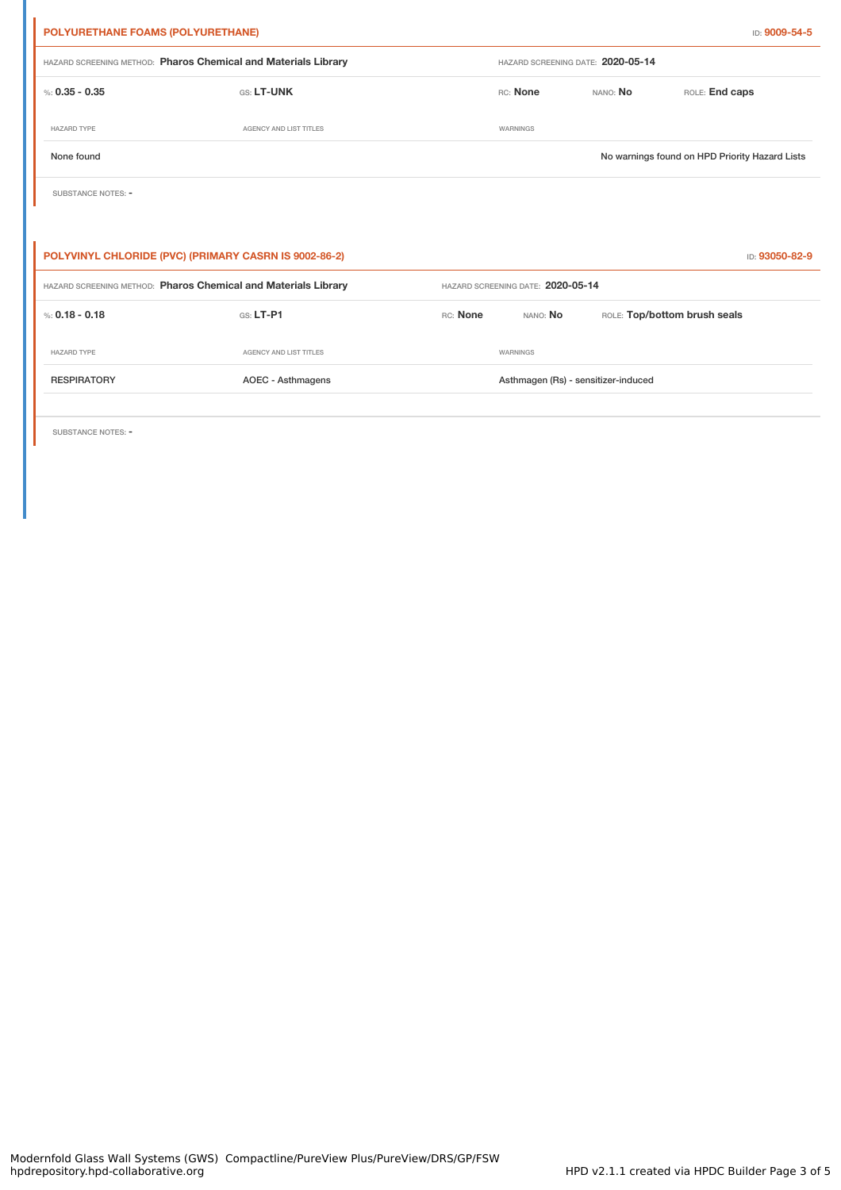## POLYURETHANE FOAMS (POLYURETHANE)

ID: **9009-54-5**

HAZARD SCREENING METHOD: **Pharos Chemical and Materials Library** | HAZARD SCREENING DATE: **2020-05-14**

%: **0.35 - 0.35** | GS: **LT-UNK** | RC: **None** | NANO: **No** | ROLE: **End caps**

| HAZARD TYPE | AGENCY AND LIST TITLES | WARNINGS |
| --- | --- | --- |
| None found | | No warnings found on HPD Priority Hazard Lists |

SUBSTANCE NOTES: -

## POLYVINYL CHLORIDE (PVC) (PRIMARY CASRN IS 9002-86-2)

ID: **93050-82-9**

HAZARD SCREENING METHOD: **Pharos Chemical and Materials Library** | HAZARD SCREENING DATE: **2020-05-14**

%: **0.18 - 0.18** | GS: **LT-P1** | RC: **None** | NANO: **No** | ROLE: **Top/bottom brush seals**

| HAZARD TYPE | AGENCY AND LIST TITLES | WARNINGS |
| --- | --- | --- |
| RESPIRATORY | AOEC - Asthmagens | Asthmagen (Rs) - sensitizer-induced |

SUBSTANCE NOTES: -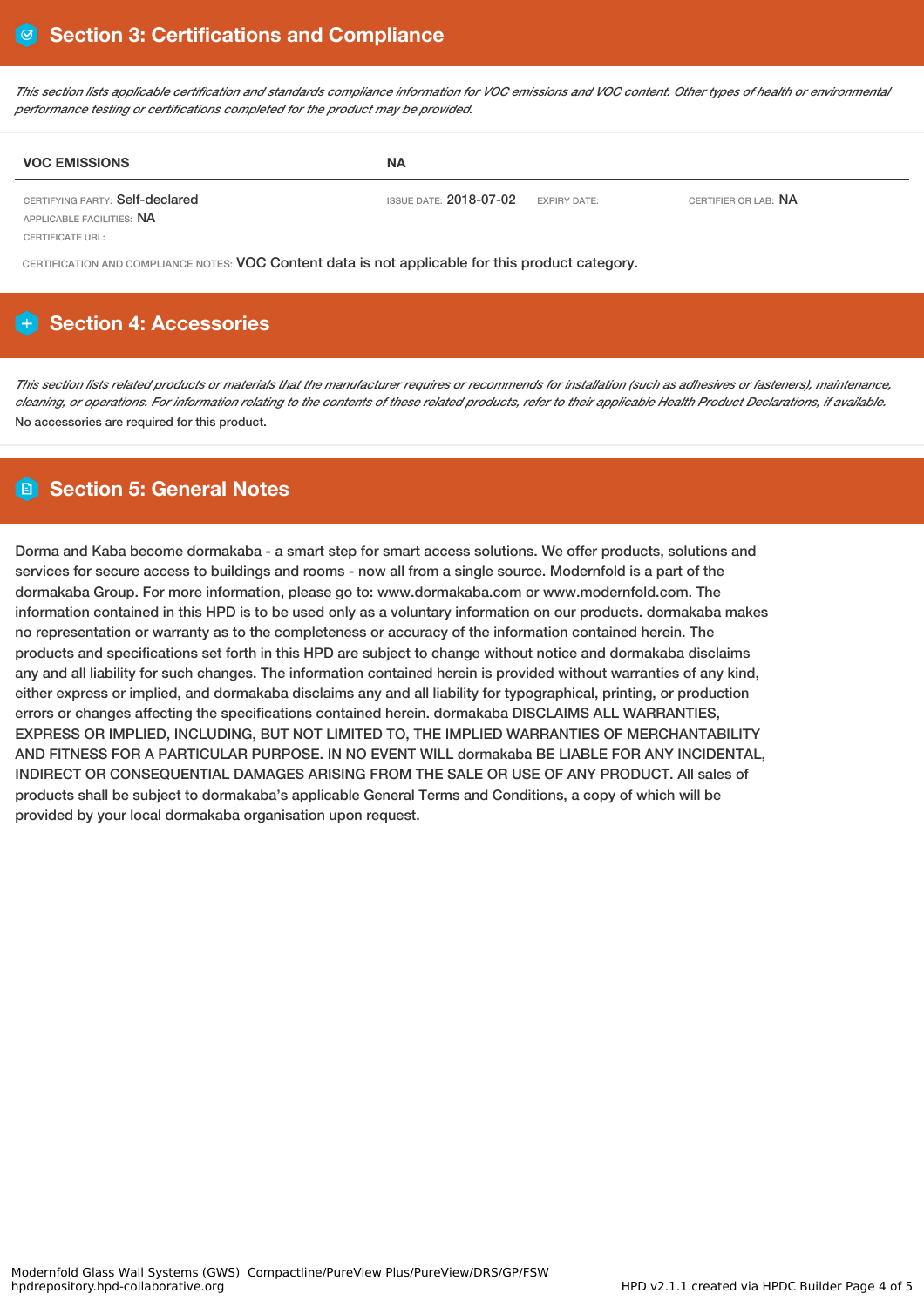## Section 3: Certifications and Compliance

*This section lists applicable certification and standards compliance information for VOC emissions and VOC content. Other types of health or environmental performance testing or certifications completed for the product may be provided.*

| VOC EMISSIONS | NA | | |
|---|---|---|---|
| CERTIFYING PARTY: Self-declared<br>APPLICABLE FACILITIES: NA<br>CERTIFICATE URL: | ISSUE DATE: 2018-07-02 | EXPIRY DATE: | CERTIFIER OR LAB: NA |

CERTIFICATION AND COMPLIANCE NOTES: VOC Content data is not applicable for this product category.

## Section 4: Accessories

*This section lists related products or materials that the manufacturer requires or recommends for installation (such as adhesives or fasteners), maintenance, cleaning, or operations. For information relating to the contents of these related products, refer to their applicable Health Product Declarations, if available.*

No accessories are required for this product.

## Section 5: General Notes

Dorma and Kaba become dormakaba - a smart step for smart access solutions. We offer products, solutions and services for secure access to buildings and rooms - now all from a single source. Modernfold is a part of the dormakaba Group. For more information, please go to: www.dormakaba.com or www.modernfold.com. The information contained in this HPD is to be used only as a voluntary information on our products. dormakaba makes no representation or warranty as to the completeness or accuracy of the information contained herein. The products and specifications set forth in this HPD are subject to change without notice and dormakaba disclaims any and all liability for such changes. The information contained herein is provided without warranties of any kind, either express or implied, and dormakaba disclaims any and all liability for typographical, printing, or production errors or changes affecting the specifications contained herein. dormakaba DISCLAIMS ALL WARRANTIES, EXPRESS OR IMPLIED, INCLUDING, BUT NOT LIMITED TO, THE IMPLIED WARRANTIES OF MERCHANTABILITY AND FITNESS FOR A PARTICULAR PURPOSE. IN NO EVENT WILL dormakaba BE LIABLE FOR ANY INCIDENTAL, INDIRECT OR CONSEQUENTIAL DAMAGES ARISING FROM THE SALE OR USE OF ANY PRODUCT. All sales of products shall be subject to dormakaba's applicable General Terms and Conditions, a copy of which will be provided by your local dormakaba organisation upon request.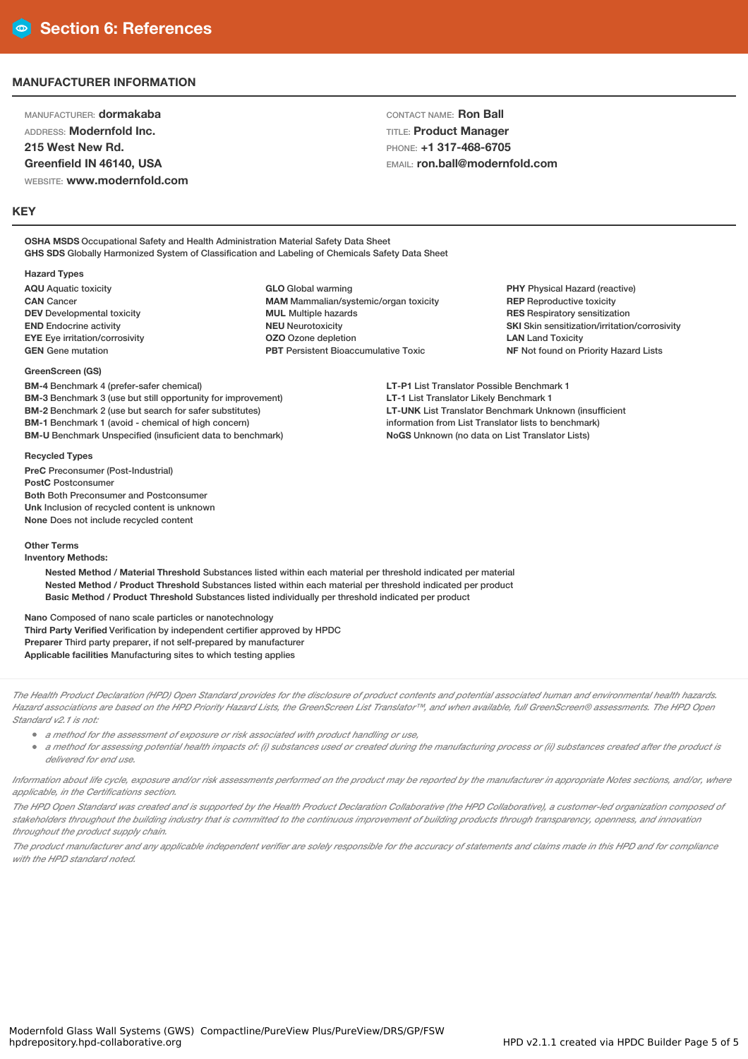# Section 6: References

## MANUFACTURER INFORMATION

MANUFACTURER: **dormakaba**
ADDRESS: **Modernfold Inc.**
**215 West New Rd.**
**Greenfield IN 46140, USA**
WEBSITE: **www.modernfold.com**

CONTACT NAME: **Ron Ball**
TITLE: **Product Manager**
PHONE: **+1 317-468-6705**
EMAIL: **ron.ball@modernfold.com**

## KEY

**OSHA MSDS** Occupational Safety and Health Administration Material Safety Data Sheet
**GHS SDS** Globally Harmonized System of Classification and Labeling of Chemicals Safety Data Sheet

**Hazard Types**

**AQU** Aquatic toxicity
**CAN** Cancer
**DEV** Developmental toxicity
**END** Endocrine activity
**EYE** Eye irritation/corrosivity
**GEN** Gene mutation
**GLO** Global warming
**MAM** Mammalian/systemic/organ toxicity
**MUL** Multiple hazards
**NEU** Neurotoxicity
**OZO** Ozone depletion
**PBT** Persistent Bioaccumulative Toxic
**PHY** Physical Hazard (reactive)
**REP** Reproductive toxicity
**RES** Respiratory sensitization
**SKI** Skin sensitization/irritation/corrosivity
**LAN** Land Toxicity
**NF** Not found on Priority Hazard Lists

**GreenScreen (GS)**

**BM-4** Benchmark 4 (prefer-safer chemical)
**BM-3** Benchmark 3 (use but still opportunity for improvement)
**BM-2** Benchmark 2 (use but search for safer substitutes)
**BM-1** Benchmark 1 (avoid - chemical of high concern)
**BM-U** Benchmark Unspecified (insuficient data to benchmark)
**LT-P1** List Translator Possible Benchmark 1
**LT-1** List Translator Likely Benchmark 1
**LT-UNK** List Translator Benchmark Unknown (insufficient information from List Translator lists to benchmark)
**NoGS** Unknown (no data on List Translator Lists)

**Recycled Types**

**PreC** Preconsumer (Post-Industrial)
**PostC** Postconsumer
**Both** Both Preconsumer and Postconsumer
**Unk** Inclusion of recycled content is unknown
**None** Does not include recycled content

**Other Terms**
**Inventory Methods:**

- **Nested Method / Material Threshold** Substances listed within each material per threshold indicated per material
- **Nested Method / Product Threshold** Substances listed within each material per threshold indicated per product
- **Basic Method / Product Threshold** Substances listed individually per threshold indicated per product

**Nano** Composed of nano scale particles or nanotechnology
**Third Party Verified** Verification by independent certifier approved by HPDC
**Preparer** Third party preparer, if not self-prepared by manufacturer
**Applicable facilities** Manufacturing sites to which testing applies

*The Health Product Declaration (HPD) Open Standard provides for the disclosure of product contents and potential associated human and environmental health hazards. Hazard associations are based on the HPD Priority Hazard Lists, the GreenScreen List Translator™, and when available, full GreenScreen® assessments. The HPD Open Standard v2.1 is not:*

- *a method for the assessment of exposure or risk associated with product handling or use,*
- *a method for assessing potential health impacts of: (i) substances used or created during the manufacturing process or (ii) substances created after the product is delivered for end use.*

*Information about life cycle, exposure and/or risk assessments performed on the product may be reported by the manufacturer in appropriate Notes sections, and/or, where applicable, in the Certifications section.*

*The HPD Open Standard was created and is supported by the Health Product Declaration Collaborative (the HPD Collaborative), a customer-led organization composed of stakeholders throughout the building industry that is committed to the continuous improvement of building products through transparency, openness, and innovation throughout the product supply chain.*

*The product manufacturer and any applicable independent verifier are solely responsible for the accuracy of statements and claims made in this HPD and for compliance with the HPD standard noted.*